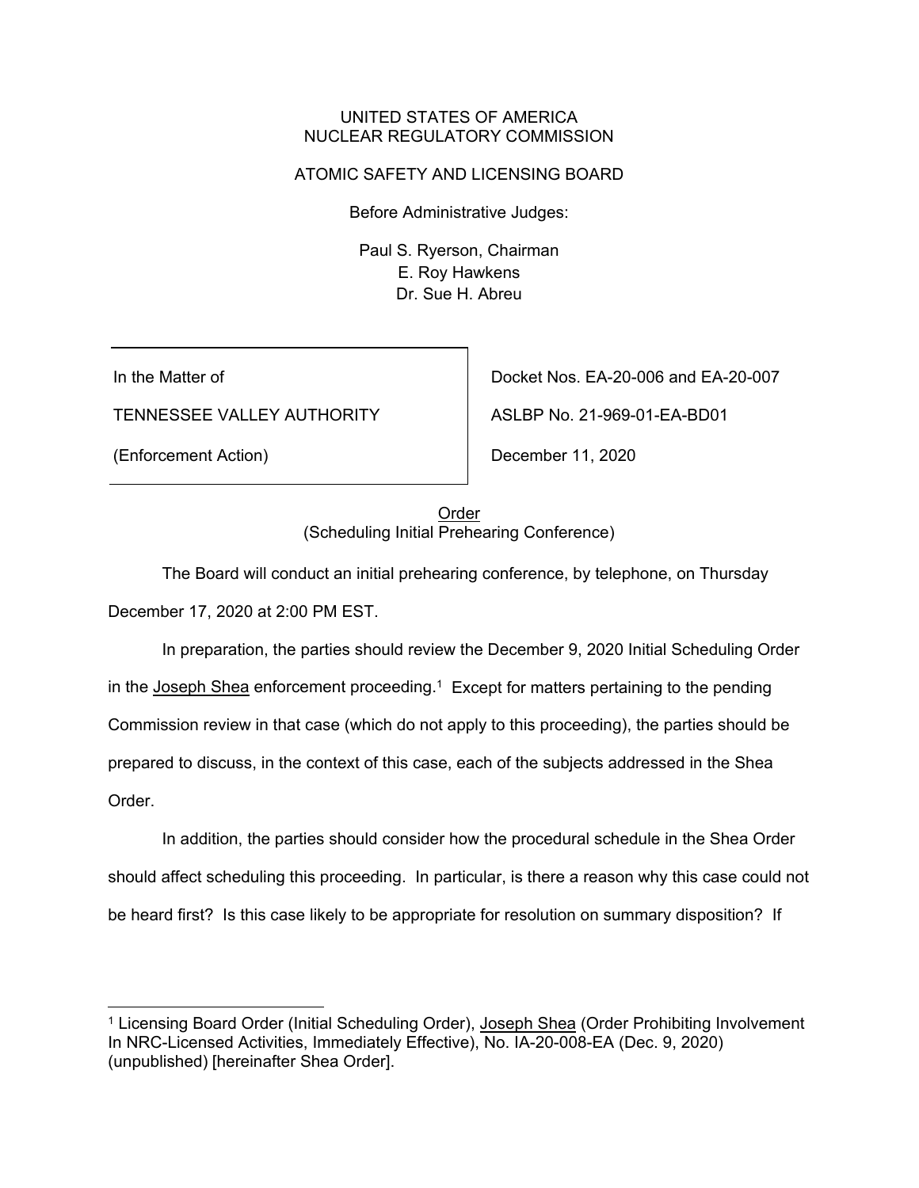UNITED STATES OF AMERICA
NUCLEAR REGULATORY COMMISSION

ATOMIC SAFETY AND LICENSING BOARD

Before Administrative Judges:

Paul S. Ryerson, Chairman
E. Roy Hawkens
Dr. Sue H. Abreu

| | |
|---|---|
| In the Matter of | Docket Nos. EA-20-006 and EA-20-007 |
| TENNESSEE VALLEY AUTHORITY | ASLBP No. 21-969-01-EA-BD01 |
| (Enforcement Action) | December 11, 2020 |

<u>Order</u>
(Scheduling Initial Prehearing Conference)

The Board will conduct an initial prehearing conference, by telephone, on Thursday December 17, 2020 at 2:00 PM EST.

In preparation, the parties should review the December 9, 2020 Initial Scheduling Order in the <u>Joseph Shea</u> enforcement proceeding.[1] Except for matters pertaining to the pending Commission review in that case (which do not apply to this proceeding), the parties should be prepared to discuss, in the context of this case, each of the subjects addressed in the Shea Order.

In addition, the parties should consider how the procedural schedule in the Shea Order should affect scheduling this proceeding. In particular, is there a reason why this case could not be heard first? Is this case likely to be appropriate for resolution on summary disposition? If

---

[1] Licensing Board Order (Initial Scheduling Order), <u>Joseph Shea</u> (Order Prohibiting Involvement In NRC-Licensed Activities, Immediately Effective), No. IA-20-008-EA (Dec. 9, 2020) (unpublished) [hereinafter Shea Order].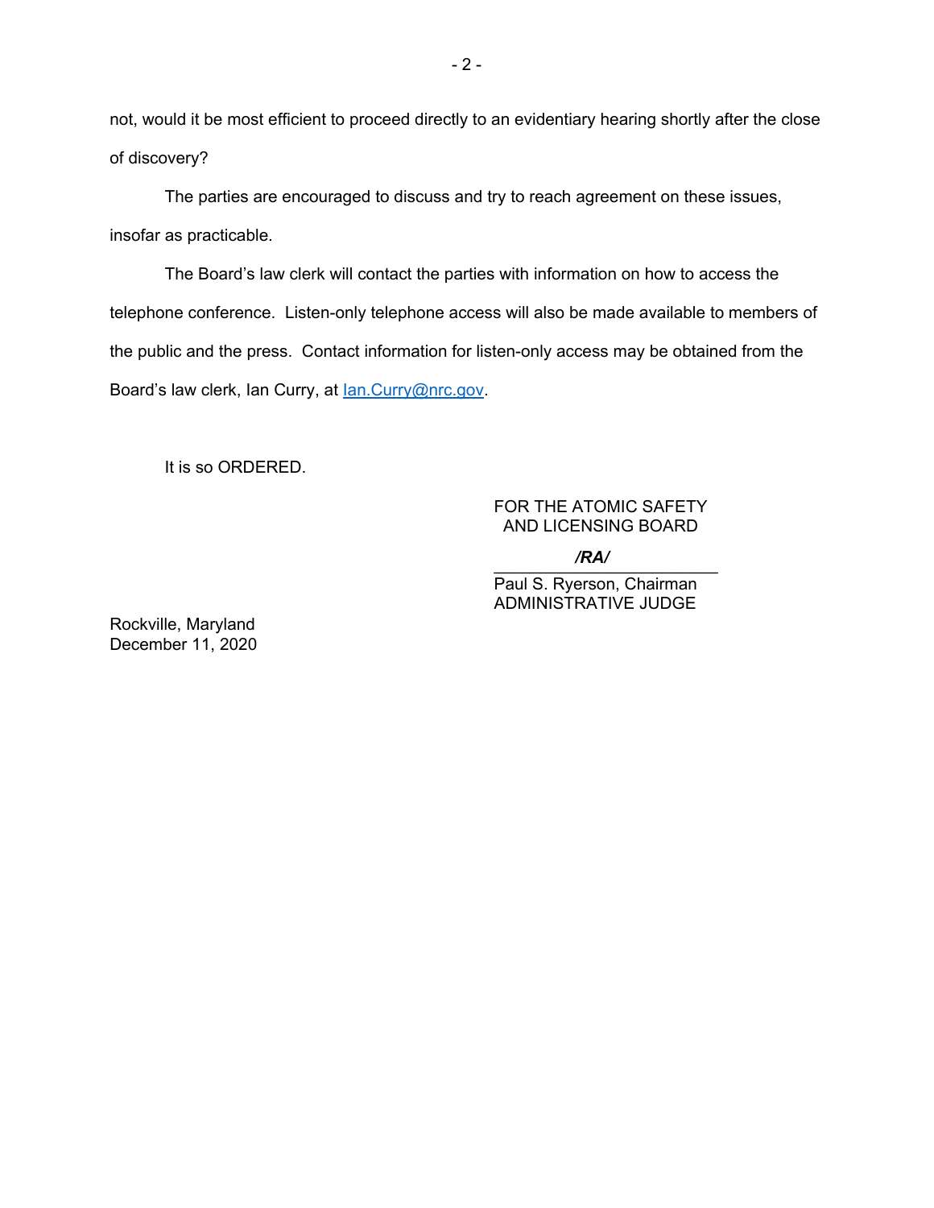not, would it be most efficient to proceed directly to an evidentiary hearing shortly after the close of discovery?

The parties are encouraged to discuss and try to reach agreement on these issues, insofar as practicable.

The Board's law clerk will contact the parties with information on how to access the telephone conference. Listen-only telephone access will also be made available to members of the public and the press. Contact information for listen-only access may be obtained from the Board's law clerk, Ian Curry, at Ian.Curry@nrc.gov.

It is so ORDERED.

FOR THE ATOMIC SAFETY
AND LICENSING BOARD

***/RA/***

Paul S. Ryerson, Chairman
ADMINISTRATIVE JUDGE

Rockville, Maryland
December 11, 2020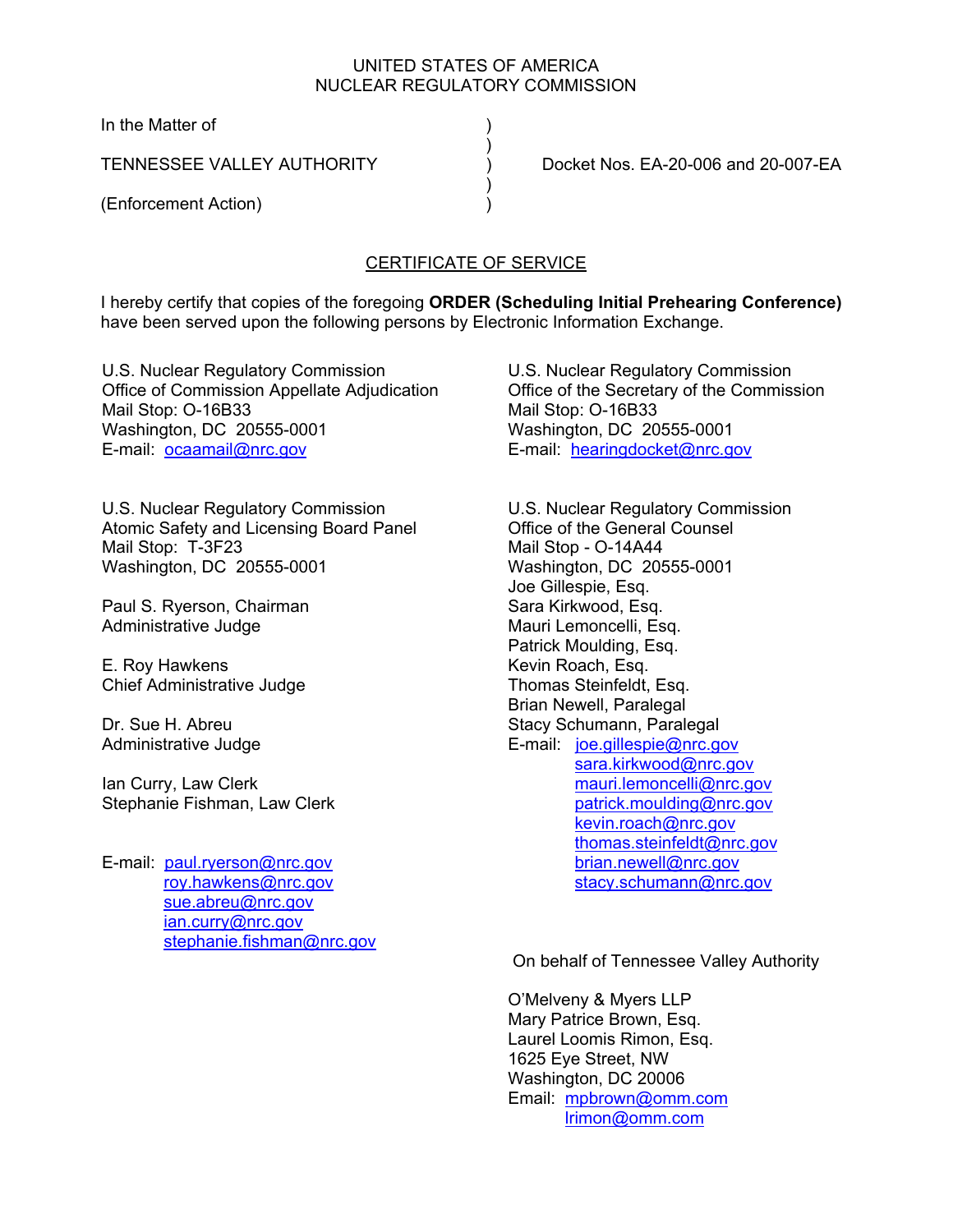UNITED STATES OF AMERICA
NUCLEAR REGULATORY COMMISSION

In the Matter of )
)
TENNESSEE VALLEY AUTHORITY ) Docket Nos. EA-20-006 and 20-007-EA
)
(Enforcement Action) )

## CERTIFICATE OF SERVICE

I hereby certify that copies of the foregoing **ORDER (Scheduling Initial Prehearing Conference)** have been served upon the following persons by Electronic Information Exchange.

U.S. Nuclear Regulatory Commission
Office of Commission Appellate Adjudication
Mail Stop: O-16B33
Washington, DC 20555-0001
E-mail: ocaamail@nrc.gov

U.S. Nuclear Regulatory Commission
Office of the Secretary of the Commission
Mail Stop: O-16B33
Washington, DC 20555-0001
E-mail: hearingdocket@nrc.gov

U.S. Nuclear Regulatory Commission
Atomic Safety and Licensing Board Panel
Mail Stop: T-3F23
Washington, DC 20555-0001

Paul S. Ryerson, Chairman
Administrative Judge

E. Roy Hawkens
Chief Administrative Judge

Dr. Sue H. Abreu
Administrative Judge

Ian Curry, Law Clerk
Stephanie Fishman, Law Clerk

E-mail: paul.ryerson@nrc.gov
roy.hawkens@nrc.gov
sue.abreu@nrc.gov
ian.curry@nrc.gov
stephanie.fishman@nrc.gov

U.S. Nuclear Regulatory Commission
Office of the General Counsel
Mail Stop - O-14A44
Washington, DC 20555-0001
Joe Gillespie, Esq.
Sara Kirkwood, Esq.
Mauri Lemoncelli, Esq.
Patrick Moulding, Esq.
Kevin Roach, Esq.
Thomas Steinfeldt, Esq.
Brian Newell, Paralegal
Stacy Schumann, Paralegal
E-mail: joe.gillespie@nrc.gov
sara.kirkwood@nrc.gov
mauri.lemoncelli@nrc.gov
patrick.moulding@nrc.gov
kevin.roach@nrc.gov
thomas.steinfeldt@nrc.gov
brian.newell@nrc.gov
stacy.schumann@nrc.gov

On behalf of Tennessee Valley Authority

O'Melveny & Myers LLP
Mary Patrice Brown, Esq.
Laurel Loomis Rimon, Esq.
1625 Eye Street, NW
Washington, DC 20006
Email: mpbrown@omm.com
lrimon@omm.com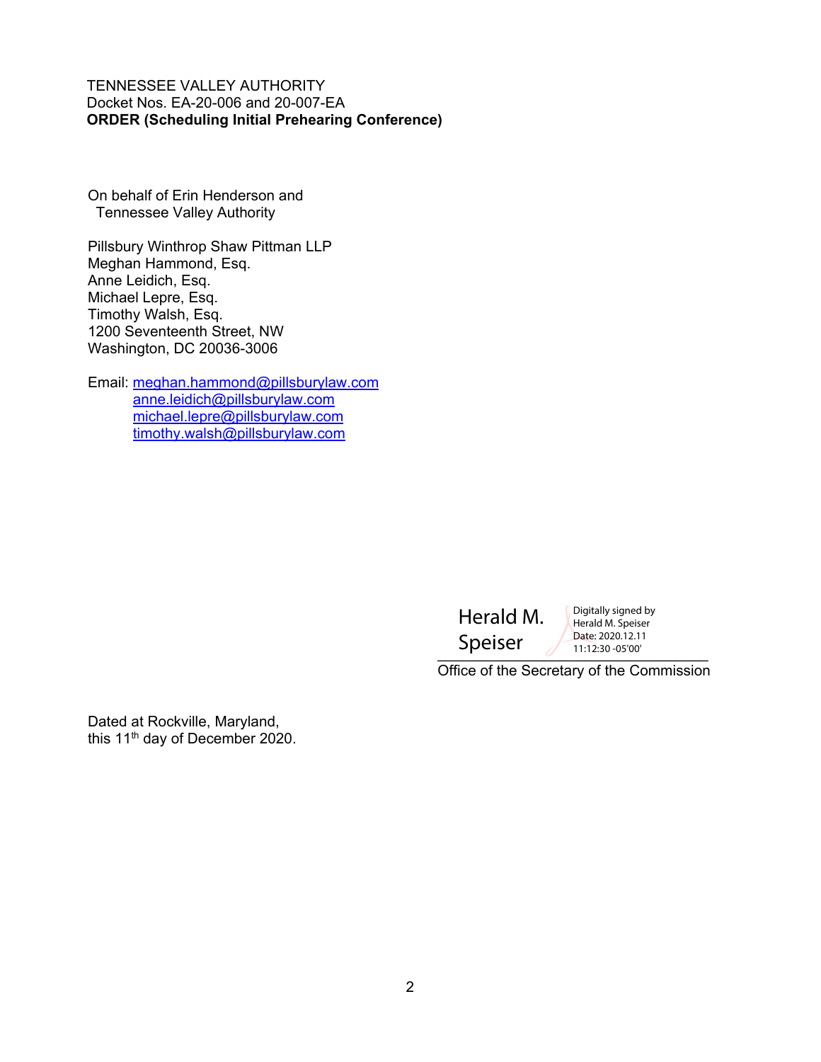TENNESSEE VALLEY AUTHORITY
Docket Nos. EA-20-006 and 20-007-EA
**ORDER (Scheduling Initial Prehearing Conference)**

On behalf of Erin Henderson and
Tennessee Valley Authority

Pillsbury Winthrop Shaw Pittman LLP
Meghan Hammond, Esq.
Anne Leidich, Esq.
Michael Lepre, Esq.
Timothy Walsh, Esq.
1200 Seventeenth Street, NW
Washington, DC 20036-3006

Email: meghan.hammond@pillsburylaw.com
anne.leidich@pillsburylaw.com
michael.lepre@pillsburylaw.com
timothy.walsh@pillsburylaw.com

Herald M. Speiser
Digitally signed by Herald M. Speiser
Date: 2020.12.11 11:12:30 -05'00'

Office of the Secretary of the Commission

Dated at Rockville, Maryland,
this 11th day of December 2020.